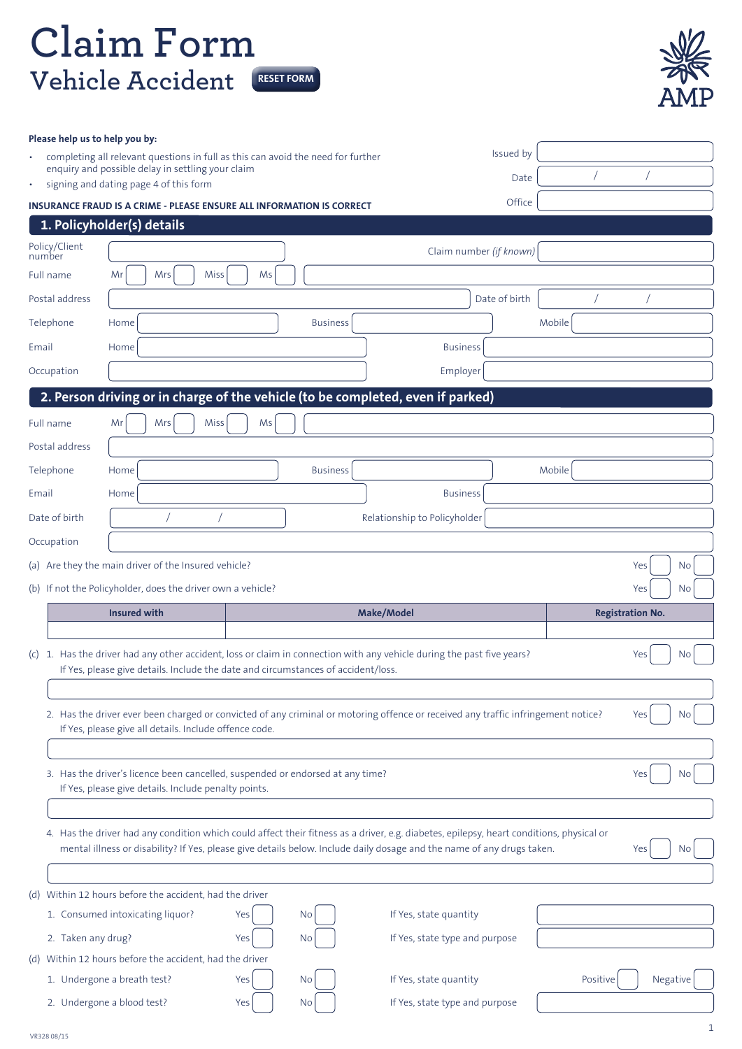# Claim Form

## Vehicle Accident

RESET FORM

AMP

**Please help us to help you by:**

- completing all relevant questions in full as this can avoid the need for further enquiry and possible delay in settling your claim
- signing and dating page 4 of this form

**INSURANCE FRAUD IS A CRIME - PLEASE ENSURE ALL INFORMATION IS CORRECT**

Issued by

Date / /

Office

## 1. Policyholder(s) details

Policy/Client number

Claim number *(if known)*

Full name Mr Mrs Miss Ms

Postal address

Date of birth / /

Telephone Home Business Mobile

Email Home Business

Occupation Employer

## 2. Person driving or in charge of the vehicle (to be completed, even if parked)

Full name Mr Mrs Miss Ms

Postal address

Telephone Home Business Mobile

Email Home Business

Date of birth / /

Relationship to Policyholder

Occupation

(a) Are they the main driver of the Insured vehicle? Yes No

(b) If not the Policyholder, does the driver own a vehicle? Yes No

| Insured with | Make/Model | Registration No. |
|---|---|---|
| | | |

(c) 1. Has the driver had any other accident, loss or claim in connection with any vehicle during the past five years? Yes No
If Yes, please give details. Include the date and circumstances of accident/loss.

2. Has the driver ever been charged or convicted of any criminal or motoring offence or received any traffic infringement notice? Yes No
If Yes, please give all details. Include offence code.

3. Has the driver's licence been cancelled, suspended or endorsed at any time? Yes No
If Yes, please give details. Include penalty points.

4. Has the driver had any condition which could affect their fitness as a driver, e.g. diabetes, epilepsy, heart conditions, physical or mental illness or disability? If Yes, please give details below. Include daily dosage and the name of any drugs taken. Yes No

(d) Within 12 hours before the accident, had the driver

1. Consumed intoxicating liquor? Yes No If Yes, state quantity
2. Taken any drug? Yes No If Yes, state type and purpose

(d) Within 12 hours before the accident, had the driver

1. Undergone a breath test? Yes No If Yes, state quantity Positive Negative
2. Undergone a blood test? Yes No If Yes, state type and purpose

VR328 08/15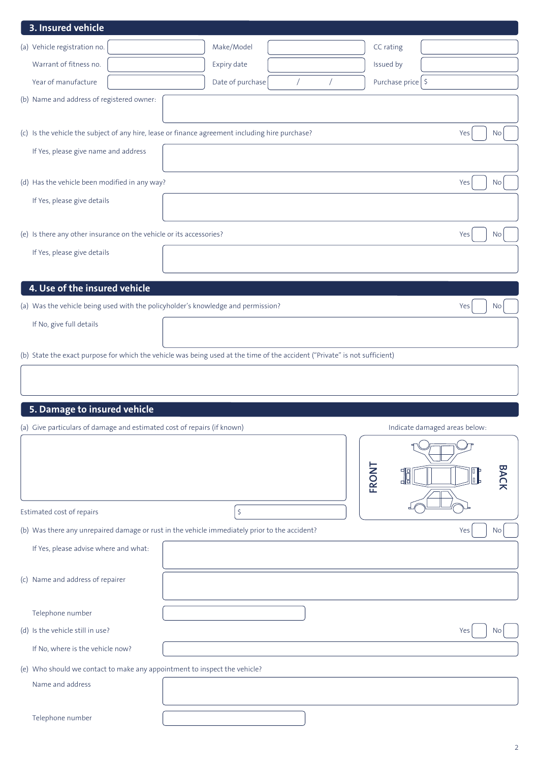## 3. Insured vehicle

(a) Vehicle registration no. ______ Make/Model ______ CC rating ______

Warrant of fitness no. ______ Expiry date ______ Issued by ______

Year of manufacture ______ Date of purchase ___ / ___ / ___ Purchase price $ ______

(b) Name and address of registered owner: ______

(c) Is the vehicle the subject of any hire, lease or finance agreement including hire purchase? Yes ☐ No ☐

If Yes, please give name and address ______

(d) Has the vehicle been modified in any way? Yes ☐ No ☐

If Yes, please give details ______

(e) Is there any other insurance on the vehicle or its accessories? Yes ☐ No ☐

If Yes, please give details ______

## 4. Use of the insured vehicle

(a) Was the vehicle being used with the policyholder's knowledge and permission? Yes ☐ No ☐

If No, give full details ______

(b) State the exact purpose for which the vehicle was being used at the time of the accident ("Private" is not sufficient)

______

## 5. Damage to insured vehicle

(a) Give particulars of damage and estimated cost of repairs (if known)

______

Indicate damaged areas below:

FRONT BACK

Estimated cost of repairs $ ______

(b) Was there any unrepaired damage or rust in the vehicle immediately prior to the accident? Yes ☐ No ☐

If Yes, please advise where and what: ______

(c) Name and address of repairer ______

Telephone number ______

(d) Is the vehicle still in use? Yes ☐ No ☐

If No, where is the vehicle now? ______

(e) Who should we contact to make any appointment to inspect the vehicle?

Name and address ______

Telephone number ______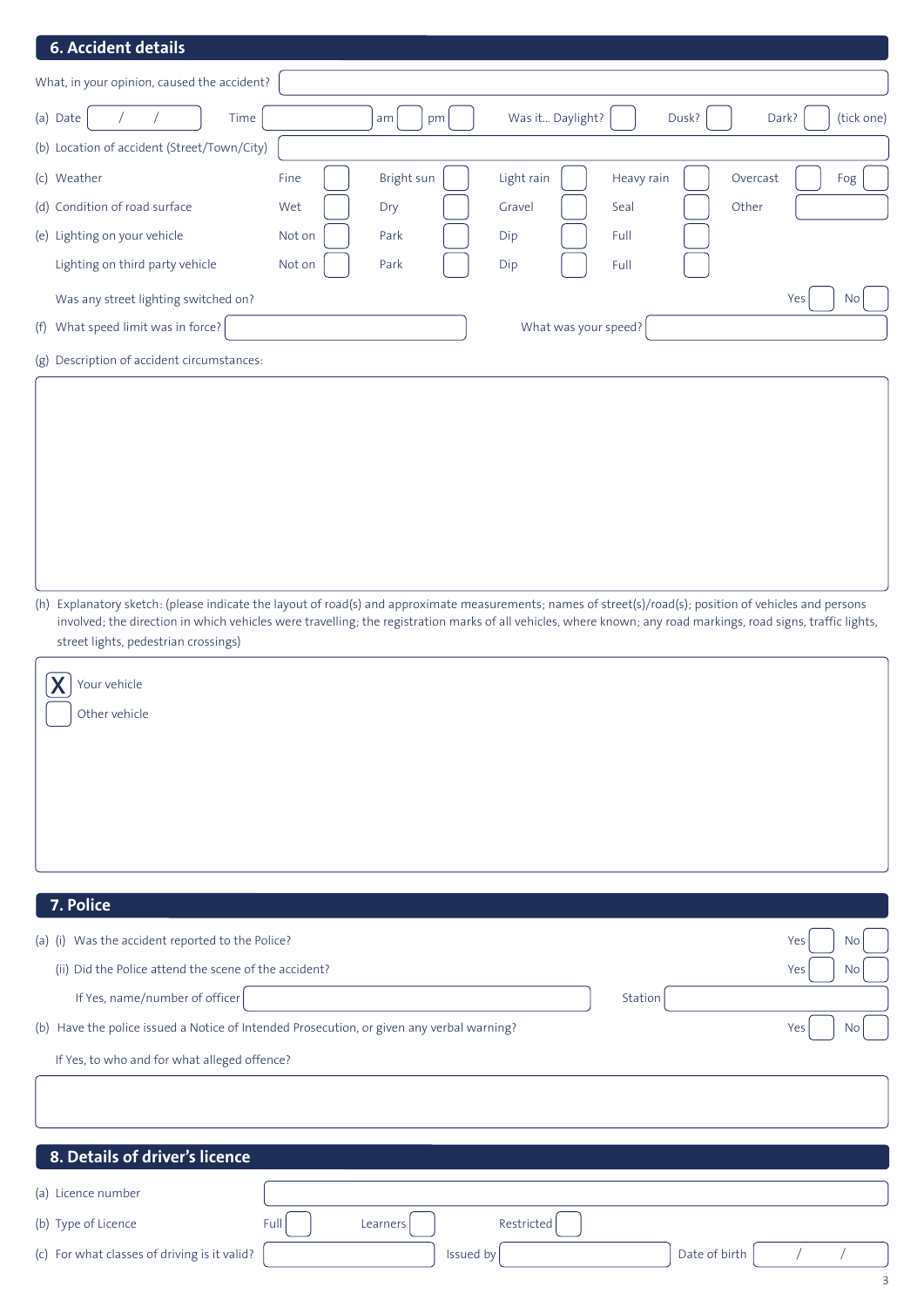## 6. Accident details

What, in your opinion, caused the accident?

(a) Date / / Time am pm Was it... Daylight? Dusk? Dark? (tick one)

(b) Location of accident (Street/Town/City)

| | | | | | | |
|---|---|---|---|---|---|---|
| (c) Weather | Fine | Bright sun | Light rain | Heavy rain | Overcast | Fog |
| (d) Condition of road surface | Wet | Dry | Gravel | Seal | Other | |
| (e) Lighting on your vehicle | Not on | Park | Dip | Full | | |
| Lighting on third party vehicle | Not on | Park | Dip | Full | | |

Was any street lighting switched on? Yes No

(f) What speed limit was in force? What was your speed?

(g) Description of accident circumstances:

(h) Explanatory sketch: (please indicate the layout of road(s) and approximate measurements; names of street(s)/road(s); position of vehicles and persons involved; the direction in which vehicles were travelling; the registration marks of all vehicles, where known; any road markings, road signs, traffic lights, street lights, pedestrian crossings)

X Your vehicle

Other vehicle

## 7. Police

(a) (i) Was the accident reported to the Police? Yes No

(ii) Did the Police attend the scene of the accident? Yes No

If Yes, name/number of officer Station

(b) Have the police issued a Notice of Intended Prosecution, or given any verbal warning? Yes No

If Yes, to who and for what alleged offence?

## 8. Details of driver's licence

(a) Licence number

(b) Type of Licence Full Learners Restricted

(c) For what classes of driving is it valid? Issued by Date of birth / /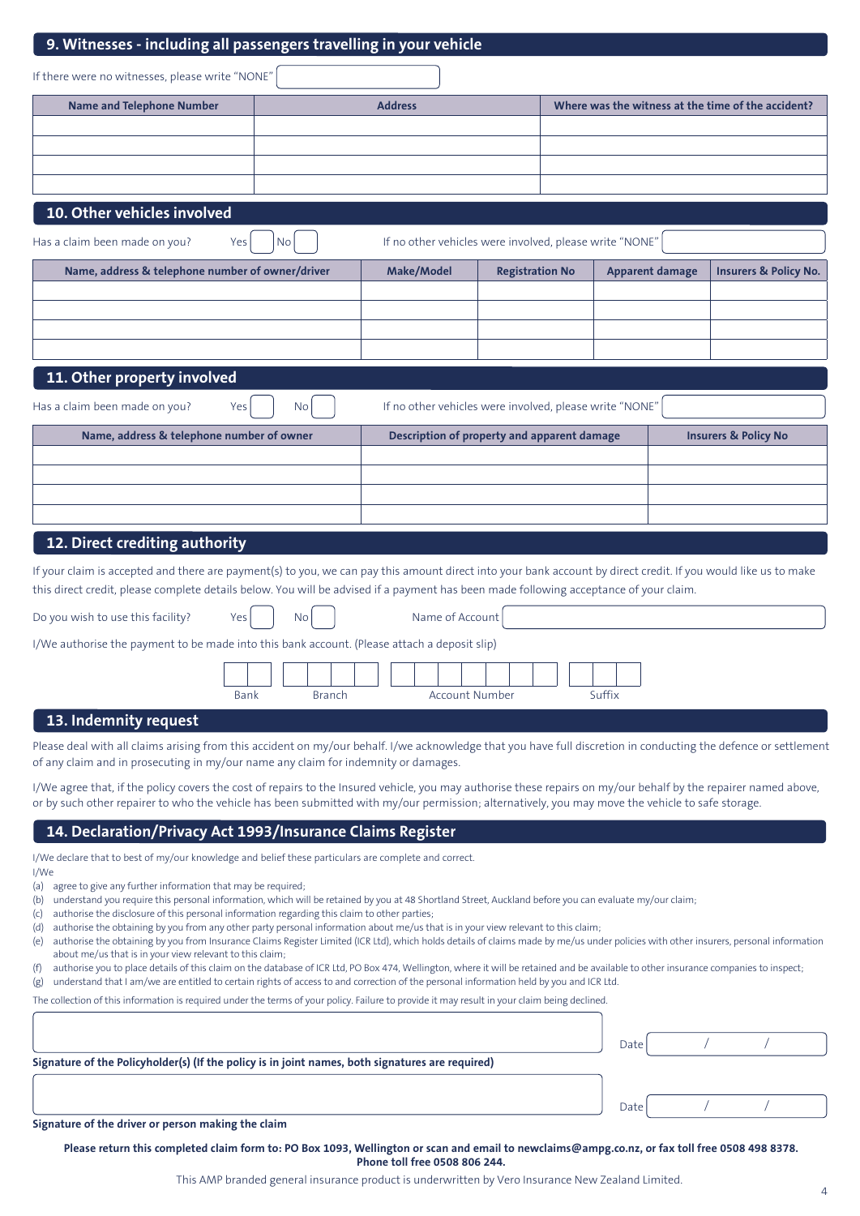## 9. Witnesses - including all passengers travelling in your vehicle

If there were no witnesses, please write "NONE"

| Name and Telephone Number | Address | Where was the witness at the time of the accident? |
|---|---|---|
| | | |
| | | |
| | | |
| | | |

## 10. Other vehicles involved

Has a claim been made on you? Yes ☐ No ☐

If no other vehicles were involved, please write "NONE"

| Name, address & telephone number of owner/driver | Make/Model | Registration No | Apparent damage | Insurers & Policy No. |
|---|---|---|---|---|
| | | | | |
| | | | | |
| | | | | |
| | | | | |

## 11. Other property involved

Has a claim been made on you? Yes ☐ No ☐

If no other vehicles were involved, please write "NONE"

| Name, address & telephone number of owner | Description of property and apparent damage | Insurers & Policy No |
|---|---|---|
| | | |
| | | |
| | | |
| | | |

## 12. Direct crediting authority

If your claim is accepted and there are payment(s) to you, we can pay this amount direct into your bank account by direct credit. If you would like us to make this direct credit, please complete details below. You will be advised if a payment has been made following acceptance of your claim.

Do you wish to use this facility? Yes ☐ No ☐ Name of Account

I/We authorise the payment to be made into this bank account. (Please attach a deposit slip)

Bank | Branch | Account Number | Suffix

## 13. Indemnity request

Please deal with all claims arising from this accident on my/our behalf. I/we acknowledge that you have full discretion in conducting the defence or settlement of any claim and in prosecuting in my/our name any claim for indemnity or damages.

I/We agree that, if the policy covers the cost of repairs to the Insured vehicle, you may authorise these repairs on my/our behalf by the repairer named above, or by such other repairer to who the vehicle has been submitted with my/our permission; alternatively, you may move the vehicle to safe storage.

## 14. Declaration/Privacy Act 1993/Insurance Claims Register

I/We declare that to best of my/our knowledge and belief these particulars are complete and correct.

I/We

(a) agree to give any further information that may be required;
(b) understand you require this personal information, which will be retained by you at 48 Shortland Street, Auckland before you can evaluate my/our claim;
(c) authorise the disclosure of this personal information regarding this claim to other parties;
(d) authorise the obtaining by you from any other party personal information about me/us that is in your view relevant to this claim;
(e) authorise the obtaining by you from Insurance Claims Register Limited (ICR Ltd), which holds details of claims made by me/us under policies with other insurers, personal information about me/us that is in your view relevant to this claim;
(f) authorise you to place details of this claim on the database of ICR Ltd, PO Box 474, Wellington, where it will be retained and be available to other insurance companies to inspect;
(g) understand that I am/we are entitled to certain rights of access to and correction of the personal information held by you and ICR Ltd.

The collection of this information is required under the terms of your policy. Failure to provide it may result in your claim being declined.

Date / /

**Signature of the Policyholder(s) (If the policy is in joint names, both signatures are required)**

Date / /

**Signature of the driver or person making the claim**

**Please return this completed claim form to: PO Box 1093, Wellington or scan and email to newclaims@ampg.co.nz, or fax toll free 0508 498 8378. Phone toll free 0508 806 244.**

This AMP branded general insurance product is underwritten by Vero Insurance New Zealand Limited.